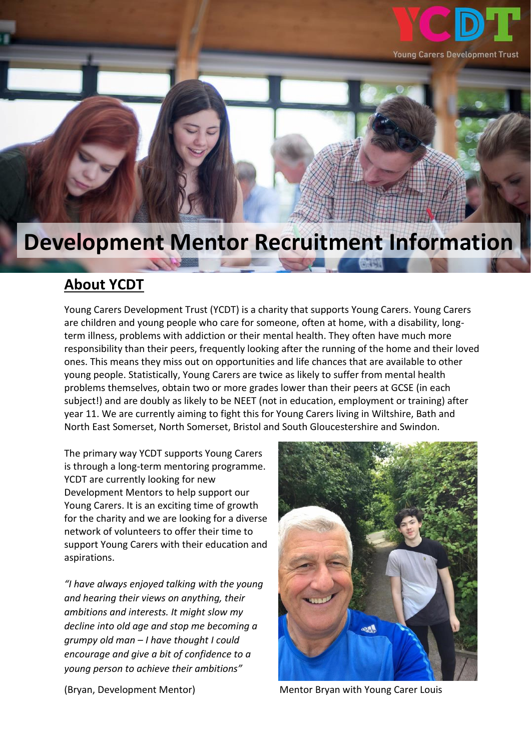YCDT

Young Carers Development Trust

# Development Mentor Recruitment Information

## About YCDT

Young Carers Development Trust (YCDT) is a charity that supports Young Carers. Young Carers are children and young people who care for someone, often at home, with a disability, long-term illness, problems with addiction or their mental health. They often have much more responsibility than their peers, frequently looking after the running of the home and their loved ones. This means they miss out on opportunities and life chances that are available to other young people. Statistically, Young Carers are twice as likely to suffer from mental health problems themselves, obtain two or more grades lower than their peers at GCSE (in each subject!) and are doubly as likely to be NEET (not in education, employment or training) after year 11. We are currently aiming to fight this for Young Carers living in Wiltshire, Bath and North East Somerset, North Somerset, Bristol and South Gloucestershire and Swindon.

The primary way YCDT supports Young Carers is through a long-term mentoring programme. YCDT are currently looking for new Development Mentors to help support our Young Carers. It is an exciting time of growth for the charity and we are looking for a diverse network of volunteers to offer their time to support Young Carers with their education and aspirations.

*"I have always enjoyed talking with the young and hearing their views on anything, their ambitions and interests. It might slow my decline into old age and stop me becoming a grumpy old man – I have thought I could encourage and give a bit of confidence to a young person to achieve their ambitions"*

(Bryan, Development Mentor)

Mentor Bryan with Young Carer Louis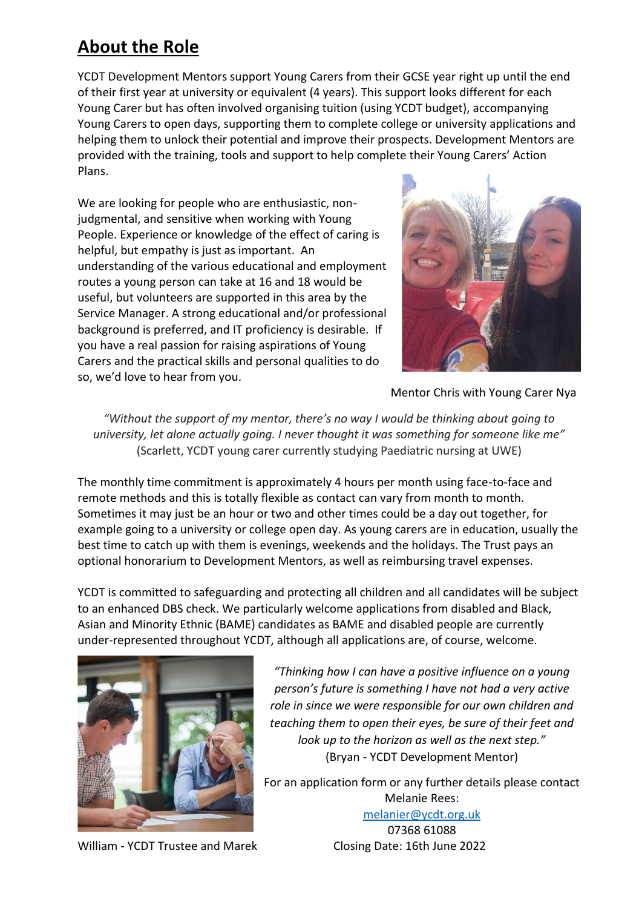## About the Role

YCDT Development Mentors support Young Carers from their GCSE year right up until the end of their first year at university or equivalent (4 years). This support looks different for each Young Carer but has often involved organising tuition (using YCDT budget), accompanying Young Carers to open days, supporting them to complete college or university applications and helping them to unlock their potential and improve their prospects. Development Mentors are provided with the training, tools and support to help complete their Young Carers' Action Plans.

We are looking for people who are enthusiastic, non-judgmental, and sensitive when working with Young People. Experience or knowledge of the effect of caring is helpful, but empathy is just as important. An understanding of the various educational and employment routes a young person can take at 16 and 18 would be useful, but volunteers are supported in this area by the Service Manager. A strong educational and/or professional background is preferred, and IT proficiency is desirable. If you have a real passion for raising aspirations of Young Carers and the practical skills and personal qualities to do so, we'd love to hear from you.

Mentor Chris with Young Carer Nya

*"Without the support of my mentor, there's no way I would be thinking about going to university, let alone actually going. I never thought it was something for someone like me"*
(Scarlett, YCDT young carer currently studying Paediatric nursing at UWE)

The monthly time commitment is approximately 4 hours per month using face-to-face and remote methods and this is totally flexible as contact can vary from month to month. Sometimes it may just be an hour or two and other times could be a day out together, for example going to a university or college open day. As young carers are in education, usually the best time to catch up with them is evenings, weekends and the holidays. The Trust pays an optional honorarium to Development Mentors, as well as reimbursing travel expenses.

YCDT is committed to safeguarding and protecting all children and all candidates will be subject to an enhanced DBS check. We particularly welcome applications from disabled and Black, Asian and Minority Ethnic (BAME) candidates as BAME and disabled people are currently under-represented throughout YCDT, although all applications are, of course, welcome.

*"Thinking how I can have a positive influence on a young person's future is something I have not had a very active role in since we were responsible for our own children and teaching them to open their eyes, be sure of their feet and look up to the horizon as well as the next step."*
(Bryan - YCDT Development Mentor)

William - YCDT Trustee and Marek

For an application form or any further details please contact Melanie Rees:
melanier@ycdt.org.uk
07368 61088
Closing Date: 16th June 2022